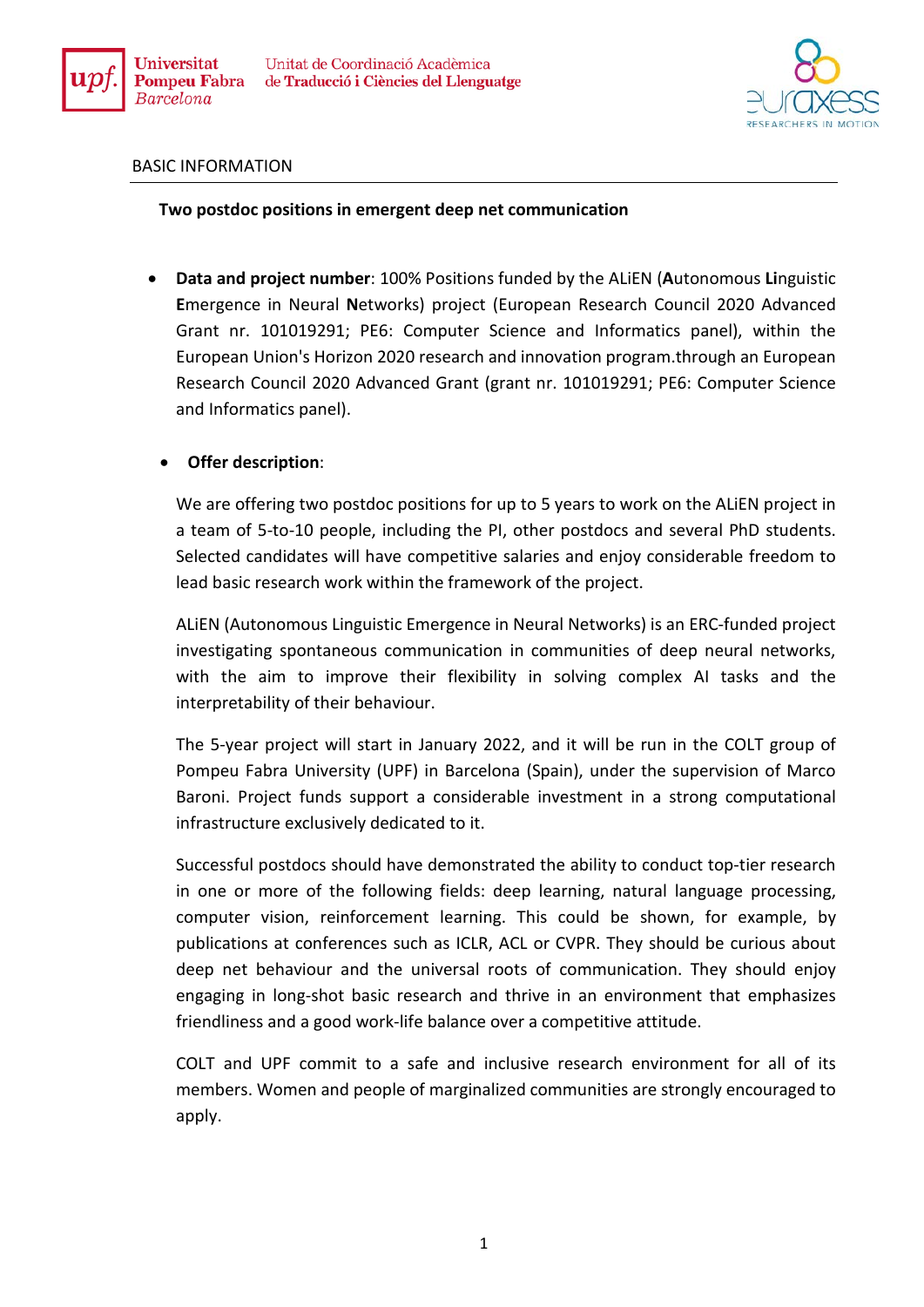Universitat Pompeu Fabra Barcelona — Unitat de Coordinació Acadèmica de Traducció i Ciències del Llenguatge

BASIC INFORMATION

**Two postdoc positions in emergent deep net communication**

- **Data and project number**: 100% Positions funded by the ALiEN (**A**utonomous **Li**nguistic **E**mergence in Neural **N**etworks) project (European Research Council 2020 Advanced Grant nr. 101019291; PE6: Computer Science and Informatics panel), within the European Union's Horizon 2020 research and innovation program.through an European Research Council 2020 Advanced Grant (grant nr. 101019291; PE6: Computer Science and Informatics panel).

- **Offer description**:

  We are offering two postdoc positions for up to 5 years to work on the ALiEN project in a team of 5-to-10 people, including the PI, other postdocs and several PhD students. Selected candidates will have competitive salaries and enjoy considerable freedom to lead basic research work within the framework of the project.

  ALiEN (Autonomous Linguistic Emergence in Neural Networks) is an ERC-funded project investigating spontaneous communication in communities of deep neural networks, with the aim to improve their flexibility in solving complex AI tasks and the interpretability of their behaviour.

  The 5-year project will start in January 2022, and it will be run in the COLT group of Pompeu Fabra University (UPF) in Barcelona (Spain), under the supervision of Marco Baroni. Project funds support a considerable investment in a strong computational infrastructure exclusively dedicated to it.

  Successful postdocs should have demonstrated the ability to conduct top-tier research in one or more of the following fields: deep learning, natural language processing, computer vision, reinforcement learning. This could be shown, for example, by publications at conferences such as ICLR, ACL or CVPR. They should be curious about deep net behaviour and the universal roots of communication. They should enjoy engaging in long-shot basic research and thrive in an environment that emphasizes friendliness and a good work-life balance over a competitive attitude.

  COLT and UPF commit to a safe and inclusive research environment for all of its members. Women and people of marginalized communities are strongly encouraged to apply.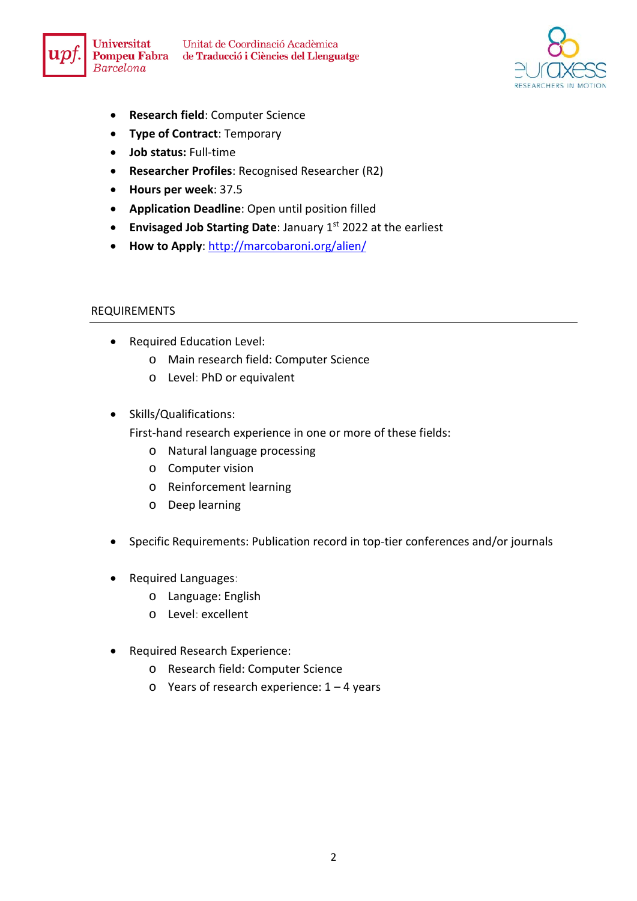- **Research field**: Computer Science
- **Type of Contract**: Temporary
- **Job status:** Full-time
- **Researcher Profiles**: Recognised Researcher (R2)
- **Hours per week**: 37.5
- **Application Deadline**: Open until position filled
- **Envisaged Job Starting Date**: January 1st 2022 at the earliest
- **How to Apply**: http://marcobaroni.org/alien/

## REQUIREMENTS

- Required Education Level:
  - Main research field: Computer Science
  - Level: PhD or equivalent

- Skills/Qualifications:

  First-hand research experience in one or more of these fields:
  - Natural language processing
  - Computer vision
  - Reinforcement learning
  - Deep learning

- Specific Requirements: Publication record in top-tier conferences and/or journals

- Required Languages:
  - Language: English
  - Level: excellent

- Required Research Experience:
  - Research field: Computer Science
  - Years of research experience: 1 – 4 years